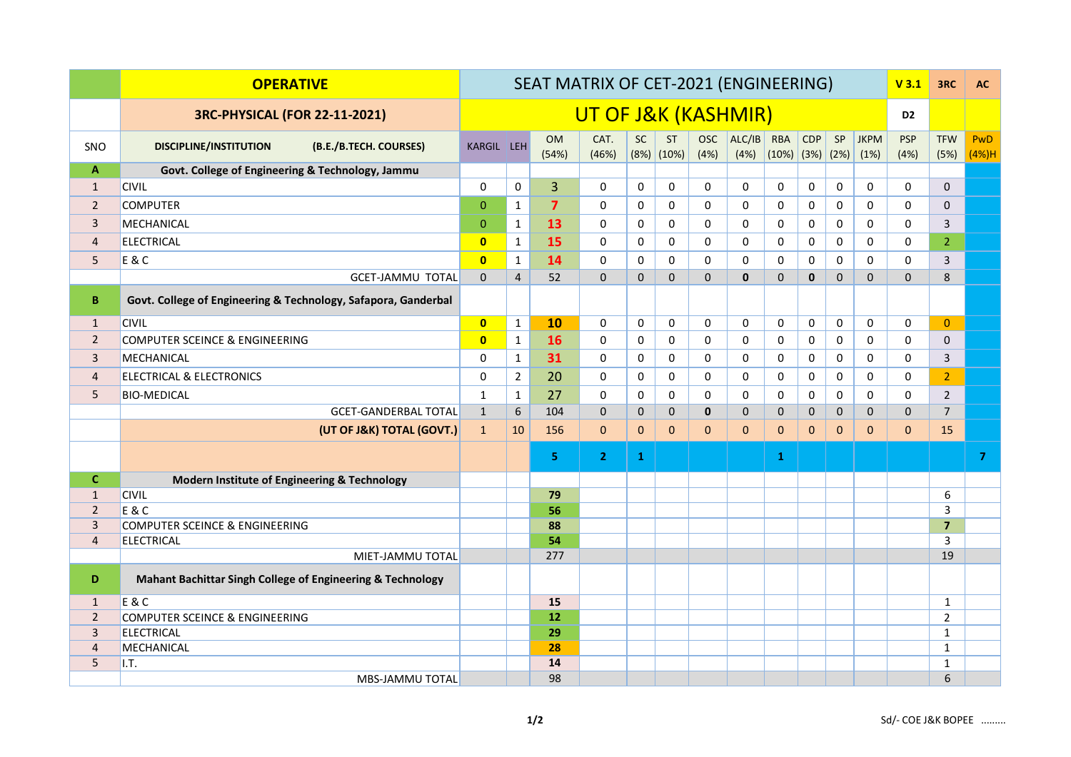| | OPERATIVE | SEAT MATRIX OF CET-2021 (ENGINEERING) | | | | | | | | | | | | | V 3.1 | 3RC | AC |
|---|---|---|---|---|---|---|---|---|---|---|---|---|---|---|---|---|---|
| | 3RC-PHYSICAL (FOR 22-11-2021) | UT OF J&K (KASHMIR) | | | | | | | | | | | | | D2 | | |
| SNO | DISCIPLINE/INSTITUTION (B.E./B.TECH. COURSES) | KARGIL | LEH | OM (54%) | CAT. (46%) | SC (8%) | ST (10%) | OSC (4%) | ALC/IB (4%) | RBA (10%) | CDP (3%) | SP (2%) | JKPM (1%) | PSP (4%) | TFW (5%) | PwD (4%)H | |
| A | Govt. College of Engineering & Technology, Jammu | | | | | | | | | | | | | | | | |
| 1 | CIVIL | 0 | 0 | 3 | 0 | 0 | 0 | 0 | 0 | 0 | 0 | 0 | 0 | 0 | 0 | | |
| 2 | COMPUTER | 0 | 1 | 7 | 0 | 0 | 0 | 0 | 0 | 0 | 0 | 0 | 0 | 0 | 0 | | |
| 3 | MECHANICAL | 0 | 1 | 13 | 0 | 0 | 0 | 0 | 0 | 0 | 0 | 0 | 0 | 0 | 3 | | |
| 4 | ELECTRICAL | 0 | 1 | 15 | 0 | 0 | 0 | 0 | 0 | 0 | 0 | 0 | 0 | 0 | 2 | | |
| 5 | E & C | 0 | 1 | 14 | 0 | 0 | 0 | 0 | 0 | 0 | 0 | 0 | 0 | 0 | 3 | | |
| | GCET-JAMMU TOTAL | 0 | 4 | 52 | 0 | 0 | 0 | 0 | 0 | 0 | 0 | 0 | 0 | 0 | 8 | | |
| B | Govt. College of Engineering & Technology, Safapora, Ganderbal | | | | | | | | | | | | | | | | |
| 1 | CIVIL | 0 | 1 | 10 | 0 | 0 | 0 | 0 | 0 | 0 | 0 | 0 | 0 | 0 | 0 | | |
| 2 | COMPUTER SCEINCE & ENGINEERING | 0 | 1 | 16 | 0 | 0 | 0 | 0 | 0 | 0 | 0 | 0 | 0 | 0 | 0 | | |
| 3 | MECHANICAL | 0 | 1 | 31 | 0 | 0 | 0 | 0 | 0 | 0 | 0 | 0 | 0 | 0 | 3 | | |
| 4 | ELECTRICAL & ELECTRONICS | 0 | 2 | 20 | 0 | 0 | 0 | 0 | 0 | 0 | 0 | 0 | 0 | 0 | 2 | | |
| 5 | BIO-MEDICAL | 1 | 1 | 27 | 0 | 0 | 0 | 0 | 0 | 0 | 0 | 0 | 0 | 0 | 2 | | |
| | GCET-GANDERBAL TOTAL | 1 | 6 | 104 | 0 | 0 | 0 | 0 | 0 | 0 | 0 | 0 | 0 | 0 | 7 | | |
| | (UT OF J&K) TOTAL (GOVT.) | 1 | 10 | 156 | 0 | 0 | 0 | 0 | 0 | 0 | 0 | 0 | 0 | 0 | 15 | | |
| | | | | 5 | 2 | 1 | | | | 1 | | | | | | 7 | |
| C | Modern Institute of Engineering & Technology | | | | | | | | | | | | | | | | |
| 1 | CIVIL | | | 79 | | | | | | | | | | | 6 | | |
| 2 | E & C | | | 56 | | | | | | | | | | | 3 | | |
| 3 | COMPUTER SCEINCE & ENGINEERING | | | 88 | | | | | | | | | | | 7 | | |
| 4 | ELECTRICAL | | | 54 | | | | | | | | | | | 3 | | |
| | MIET-JAMMU TOTAL | | | 277 | | | | | | | | | | | 19 | | |
| D | Mahant Bachittar Singh College of Engineering & Technology | | | | | | | | | | | | | | | | |
| 1 | E & C | | | 15 | | | | | | | | | | | 1 | | |
| 2 | COMPUTER SCEINCE & ENGINEERING | | | 12 | | | | | | | | | | | 2 | | |
| 3 | ELECTRICAL | | | 29 | | | | | | | | | | | 1 | | |
| 4 | MECHANICAL | | | 28 | | | | | | | | | | | 1 | | |
| 5 | I.T. | | | 14 | | | | | | | | | | | 1 | | |
| | MBS-JAMMU TOTAL | | | 98 | | | | | | | | | | | 6 | | |

Sd/- COE J&K BOPEE .........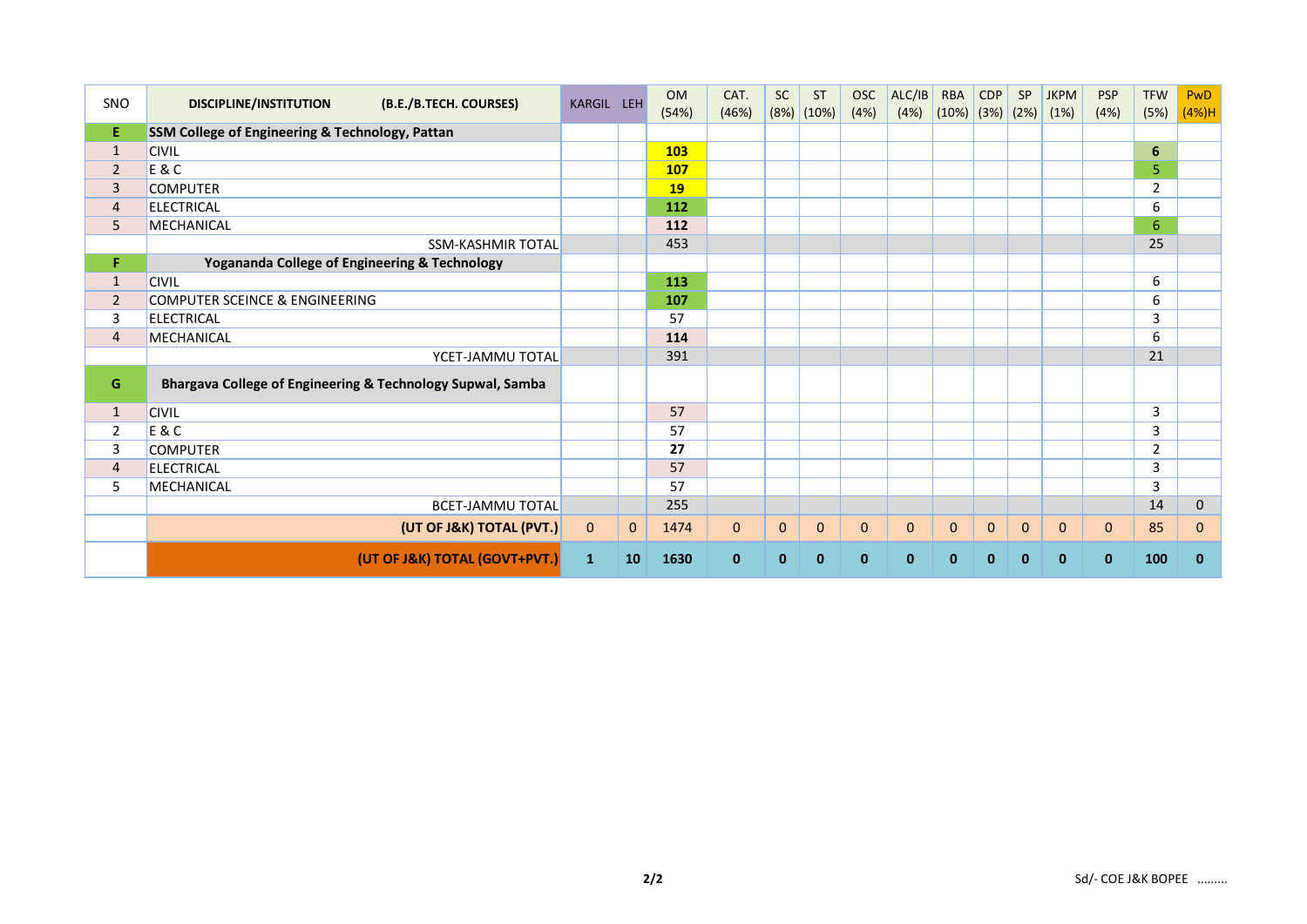| SNO | DISCIPLINE/INSTITUTION (B.E./B.TECH. COURSES) | KARGIL | LEH | OM (54%) | CAT. (46%) | SC (8%) | ST (10%) | OSC (4%) | ALC/IB (4%) | RBA (10%) | CDP (3%) | SP (2%) | JKPM (1%) | PSP (4%) | TFW (5%) | PwD (4%)H |
|---|---|---|---|---|---|---|---|---|---|---|---|---|---|---|---|---|
| **E** | **SSM College of Engineering & Technology, Pattan** | | | | | | | | | | | | | | | |
| 1 | CIVIL | | | **103** | | | | | | | | | | | **6** | |
| 2 | E & C | | | **107** | | | | | | | | | | | 5 | |
| 3 | COMPUTER | | | **19** | | | | | | | | | | | 2 | |
| 4 | ELECTRICAL | | | **112** | | | | | | | | | | | 6 | |
| 5 | MECHANICAL | | | **112** | | | | | | | | | | | 6 | |
| | SSM-KASHMIR TOTAL | | | 453 | | | | | | | | | | | 25 | |
| **F** | **Yogananda College of Engineering & Technology** | | | | | | | | | | | | | | | |
| 1 | CIVIL | | | **113** | | | | | | | | | | | 6 | |
| 2 | COMPUTER SCEINCE & ENGINEERING | | | **107** | | | | | | | | | | | 6 | |
| 3 | ELECTRICAL | | | 57 | | | | | | | | | | | 3 | |
| 4 | MECHANICAL | | | **114** | | | | | | | | | | | 6 | |
| | YCET-JAMMU TOTAL | | | 391 | | | | | | | | | | | 21 | |
| **G** | **Bhargava College of Engineering & Technology Supwal, Samba** | | | | | | | | | | | | | | | |
| 1 | CIVIL | | | 57 | | | | | | | | | | | 3 | |
| 2 | E & C | | | 57 | | | | | | | | | | | 3 | |
| 3 | COMPUTER | | | **27** | | | | | | | | | | | 2 | |
| 4 | ELECTRICAL | | | 57 | | | | | | | | | | | 3 | |
| 5 | MECHANICAL | | | 57 | | | | | | | | | | | 3 | |
| | BCET-JAMMU TOTAL | | | 255 | | | | | | | | | | | 14 | 0 |
| | **(UT OF J&K) TOTAL (PVT.)** | 0 | 0 | 1474 | 0 | 0 | 0 | 0 | 0 | 0 | 0 | 0 | 0 | 0 | 85 | 0 |
| | **(UT OF J&K) TOTAL (GOVT+PVT.)** | **1** | **10** | **1630** | **0** | **0** | **0** | **0** | **0** | **0** | **0** | **0** | **0** | **0** | **100** | **0** |

Sd/- COE J&K BOPEE .........